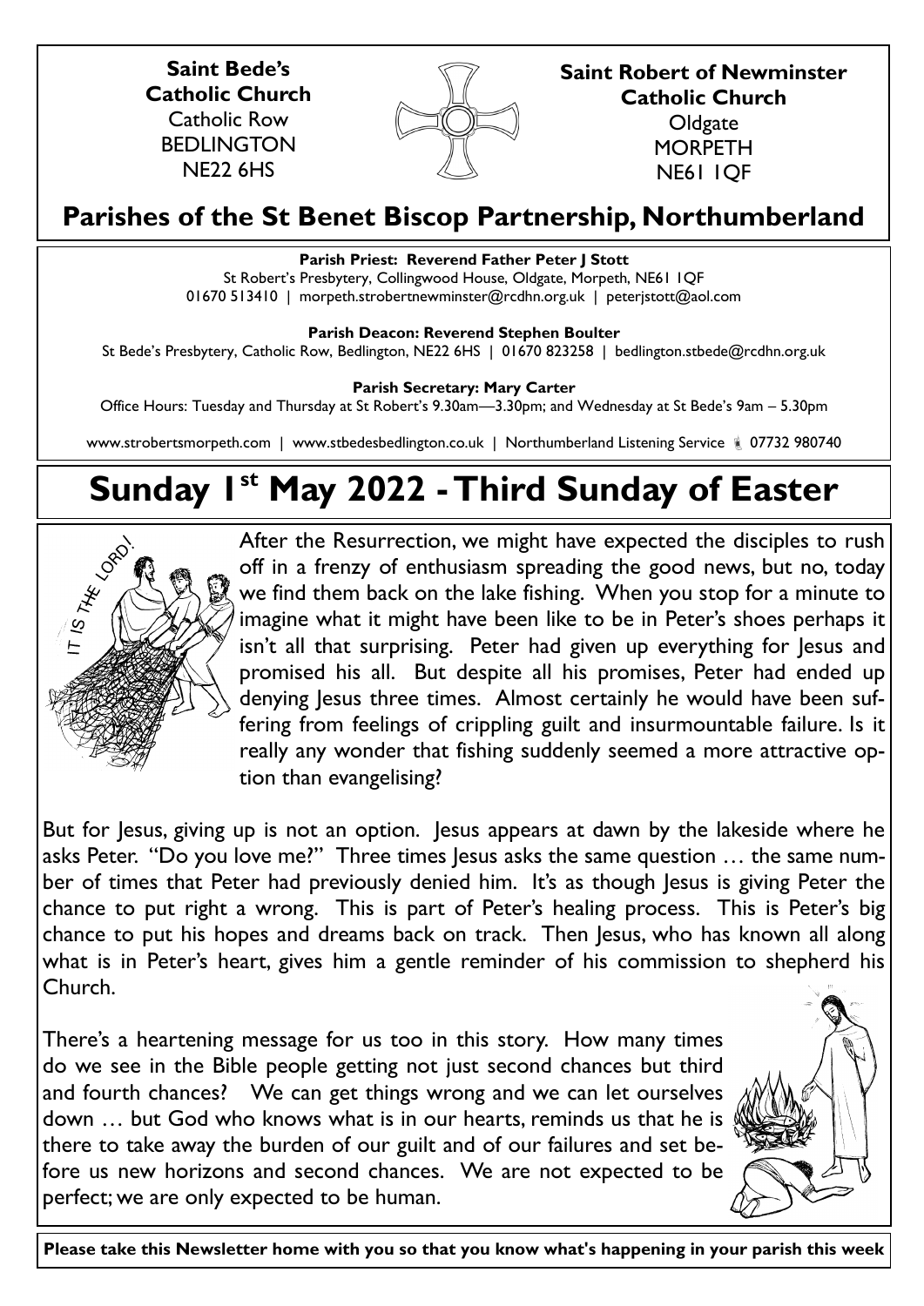**Saint Bede's Catholic Church**
Catholic Row
BEDLINGTON
NE22 6HS

**Saint Robert of Newminster Catholic Church**
Oldgate
MORPETH
NE61 1QF

## Parishes of the St Benet Biscop Partnership, Northumberland

**Parish Priest: Reverend Father Peter J Stott**
St Robert's Presbytery, Collingwood House, Oldgate, Morpeth, NE61 1QF
01670 513410 | morpeth.strobertnewminster@rcdhn.org.uk | peterjstott@aol.com

**Parish Deacon: Reverend Stephen Boulter**
St Bede's Presbytery, Catholic Row, Bedlington, NE22 6HS | 01670 823258 | bedlington.stbede@rcdhn.org.uk

**Parish Secretary: Mary Carter**
Office Hours: Tuesday and Thursday at St Robert's 9.30am—3.30pm; and Wednesday at St Bede's 9am – 5.30pm

www.strobertsmorpeth.com | www.stbedesbedlington.co.uk | Northumberland Listening Service 07732 980740

# Sunday 1st May 2022 - Third Sunday of Easter

After the Resurrection, we might have expected the disciples to rush off in a frenzy of enthusiasm spreading the good news, but no, today we find them back on the lake fishing. When you stop for a minute to imagine what it might have been like to be in Peter's shoes perhaps it isn't all that surprising. Peter had given up everything for Jesus and promised his all. But despite all his promises, Peter had ended up denying Jesus three times. Almost certainly he would have been suffering from feelings of crippling guilt and insurmountable failure. Is it really any wonder that fishing suddenly seemed a more attractive option than evangelising?

But for Jesus, giving up is not an option. Jesus appears at dawn by the lakeside where he asks Peter. "Do you love me?" Three times Jesus asks the same question … the same number of times that Peter had previously denied him. It's as though Jesus is giving Peter the chance to put right a wrong. This is part of Peter's healing process. This is Peter's big chance to put his hopes and dreams back on track. Then Jesus, who has known all along what is in Peter's heart, gives him a gentle reminder of his commission to shepherd his Church.

There's a heartening message for us too in this story. How many times do we see in the Bible people getting not just second chances but third and fourth chances? We can get things wrong and we can let ourselves down … but God who knows what is in our hearts, reminds us that he is there to take away the burden of our guilt and of our failures and set before us new horizons and second chances. We are not expected to be perfect; we are only expected to be human.

**Please take this Newsletter home with you so that you know what's happening in your parish this week**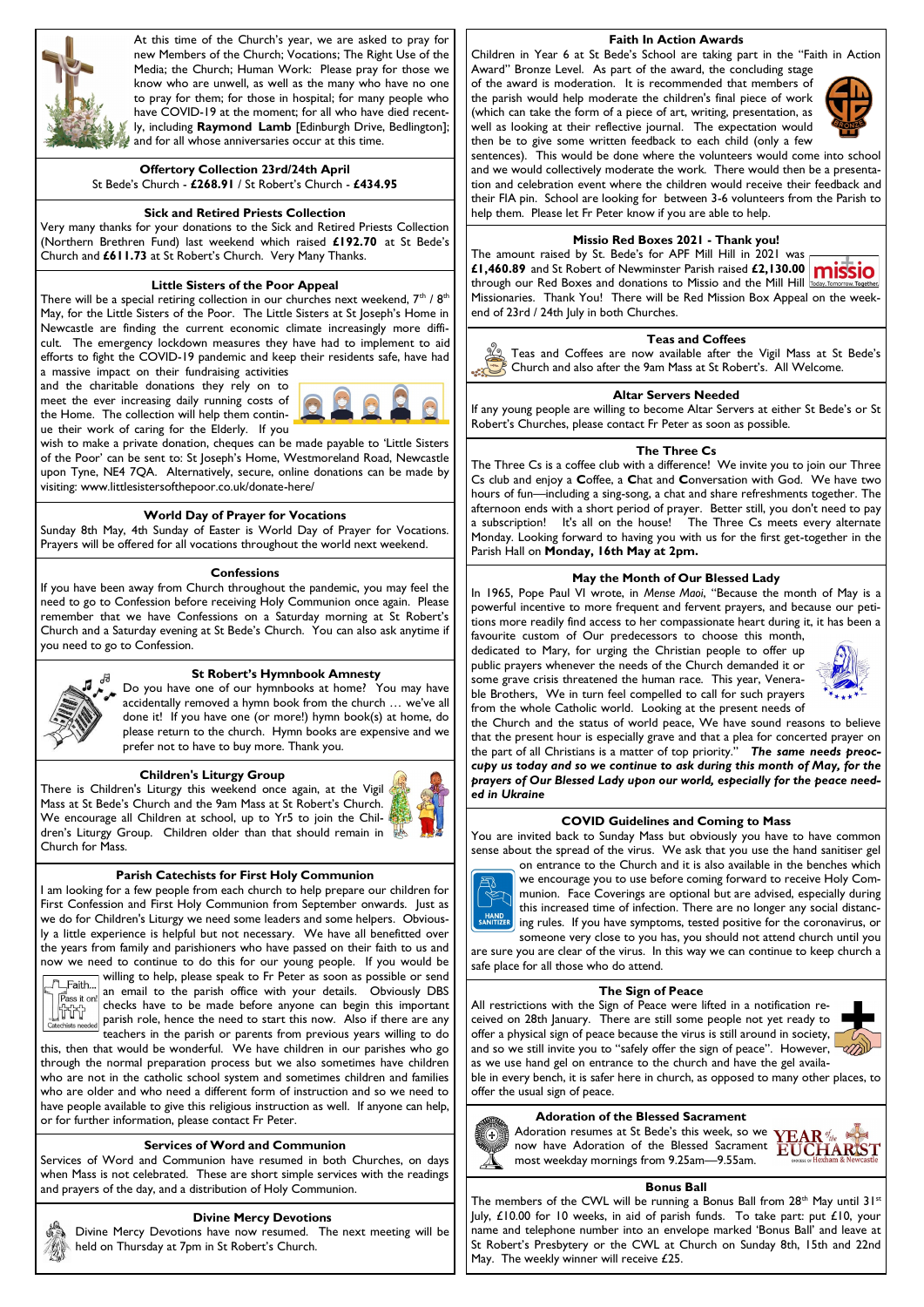At this time of the Church's year, we are asked to pray for new Members of the Church; Vocations; The Right Use of the Media; the Church; Human Work: Please pray for those we know who are unwell, as well as the many who have no one to pray for them; for those in hospital; for many people who have COVID-19 at the moment; for all who have died recently, including **Raymond Lamb** [Edinburgh Drive, Bedlington]; and for all whose anniversaries occur at this time.

### Offertory Collection 23rd/24th April

St Bede's Church - **£268.91** / St Robert's Church - **£434.95**

### Sick and Retired Priests Collection

Very many thanks for your donations to the Sick and Retired Priests Collection (Northern Brethren Fund) last weekend which raised **£192.70** at St Bede's Church and **£611.73** at St Robert's Church. Very Many Thanks.

### Little Sisters of the Poor Appeal

There will be a special retiring collection in our churches next weekend, 7th / 8th May, for the Little Sisters of the Poor. The Little Sisters at St Joseph's Home in Newcastle are finding the current economic climate increasingly more difficult. The emergency lockdown measures they have had to implement to aid efforts to fight the COVID-19 pandemic and keep their residents safe, have had a massive impact on their fundraising activities and the charitable donations they rely on to meet the ever increasing daily running costs of the Home. The collection will help them continue their work of caring for the Elderly. If you wish to make a private donation, cheques can be made payable to 'Little Sisters of the Poor' can be sent to: St Joseph's Home, Westmoreland Road, Newcastle upon Tyne, NE4 7QA. Alternatively, secure, online donations can be made by visiting: www.littlesistersofthepoor.co.uk/donate-here/

### World Day of Prayer for Vocations

Sunday 8th May, 4th Sunday of Easter is World Day of Prayer for Vocations. Prayers will be offered for all vocations throughout the world next weekend.

### Confessions

If you have been away from Church throughout the pandemic, you may feel the need to go to Confession before receiving Holy Communion once again. Please remember that we have Confessions on a Saturday morning at St Robert's Church and a Saturday evening at St Bede's Church. You can also ask anytime if you need to go to Confession.

### St Robert's Hymnbook Amnesty

Do you have one of our hymnbooks at home? You may have accidentally removed a hymn book from the church … we've all done it! If you have one (or more!) hymn book(s) at home, do please return to the church. Hymn books are expensive and we prefer not to have to buy more. Thank you.

### Children's Liturgy Group

There is Children's Liturgy this weekend once again, at the Vigil Mass at St Bede's Church and the 9am Mass at St Robert's Church. We encourage all Children at school, up to Yr5 to join the Children's Liturgy Group. Children older than that should remain in Church for Mass.

### Parish Catechists for First Holy Communion

I am looking for a few people from each church to help prepare our children for First Confession and First Holy Communion from September onwards. Just as we do for Children's Liturgy we need some leaders and some helpers. Obviously a little experience is helpful but not necessary. We have all benefitted over the years from family and parishioners who have passed on their faith to us and now we need to continue to do this for our young people. If you would be willing to help, please speak to Fr Peter as soon as possible or send an email to the parish office with your details. Obviously DBS checks have to be made before anyone can begin this important parish role, hence the need to start this now. Also if there are any teachers in the parish or parents from previous years willing to do this, then that would be wonderful. We have children in our parishes who go through the normal preparation process but we also sometimes have children who are not in the catholic school system and sometimes children and families who are older and who need a different form of instruction and so we need to have people available to give this religious instruction as well. If anyone can help, or for further information, please contact Fr Peter.

### Services of Word and Communion

Services of Word and Communion have resumed in both Churches, on days when Mass is not celebrated. These are short simple services with the readings and prayers of the day, and a distribution of Holy Communion.

### Divine Mercy Devotions

Divine Mercy Devotions have now resumed. The next meeting will be held on Thursday at 7pm in St Robert's Church.

### Faith In Action Awards

Children in Year 6 at St Bede's School are taking part in the "Faith in Action Award" Bronze Level. As part of the award, the concluding stage of the award is moderation. It is recommended that members of the parish would help moderate the children's final piece of work (which can take the form of a piece of art, writing, presentation, as well as looking at their reflective journal. The expectation would then be to give some written feedback to each child (only a few sentences). This would be done where the volunteers would come into school and we would collectively moderate the work. There would then be a presentation and celebration event where the children would receive their feedback and their FIA pin. School are looking for between 3-6 volunteers from the Parish to help them. Please let Fr Peter know if you are able to help.

### Missio Red Boxes 2021 - Thank you!

The amount raised by St. Bede's for APF Mill Hill in 2021 was **£1,460.89** and St Robert of Newminster Parish raised **£2,130.00** through our Red Boxes and donations to Missio and the Mill Hill Missionaries. Thank You! There will be Red Mission Box Appeal on the weekend of 23rd / 24th July in both Churches.

### Teas and Coffees

Teas and Coffees are now available after the Vigil Mass at St Bede's Church and also after the 9am Mass at St Robert's. All Welcome.

### Altar Servers Needed

If any young people are willing to become Altar Servers at either St Bede's or St Robert's Churches, please contact Fr Peter as soon as possible.

### The Three Cs

The Three Cs is a coffee club with a difference! We invite you to join our Three Cs club and enjoy a **C**offee, a **C**hat and **C**onversation with God. We have two hours of fun—including a sing-song, a chat and share refreshments together. The afternoon ends with a short period of prayer. Better still, you don't need to pay a subscription! It's all on the house! The Three Cs meets every alternate Monday. Looking forward to having you with us for the first get-together in the Parish Hall on **Monday, 16th May at 2pm.**

### May the Month of Our Blessed Lady

In 1965, Pope Paul VI wrote, in *Mense Maoi*, "Because the month of May is a powerful incentive to more frequent and fervent prayers, and because our petitions more readily find access to her compassionate heart during it, it has been a favourite custom of Our predecessors to choose this month, dedicated to Mary, for urging the Christian people to offer up public prayers whenever the needs of the Church demanded it or some grave crisis threatened the human race. This year, Venerable Brothers, We in turn feel compelled to call for such prayers from the whole Catholic world. Looking at the present needs of the Church and the status of world peace, We have sound reasons to believe that the present hour is especially grave and that a plea for concerted prayer on the part of all Christians is a matter of top priority." ***The same needs preoccupy us today and so we continue to ask during this month of May, for the prayers of Our Blessed Lady upon our world, especially for the peace needed in Ukraine***

### COVID Guidelines and Coming to Mass

You are invited back to Sunday Mass but obviously you have to have common sense about the spread of the virus. We ask that you use the hand sanitiser gel on entrance to the Church and it is also available in the benches which we encourage you to use before coming forward to receive Holy Communion. Face Coverings are optional but are advised, especially during this increased time of infection. There are no longer any social distancing rules. If you have symptoms, tested positive for the coronavirus, or someone very close to you has, you should not attend church until you are sure you are clear of the virus. In this way we can continue to keep church a safe place for all those who do attend.

### The Sign of Peace

All restrictions with the Sign of Peace were lifted in a notification received on 28th January. There are still some people not yet ready to offer a physical sign of peace because the virus is still around in society, and so we still invite you to "safely offer the sign of peace". However, as we use hand gel on entrance to the church and have the gel available in every bench, it is safer here in church, as opposed to many other places, to offer the usual sign of peace.

### Adoration of the Blessed Sacrament

Adoration resumes at St Bede's this week, so we now have Adoration of the Blessed Sacrament most weekday mornings from 9.25am—9.55am.

### Bonus Ball

The members of the CWL will be running a Bonus Ball from 28th May until 31st July, £10.00 for 10 weeks, in aid of parish funds. To take part: put £10, your name and telephone number into an envelope marked 'Bonus Ball' and leave at St Robert's Presbytery or the CWL at Church on Sunday 8th, 15th and 22nd May. The weekly winner will receive £25.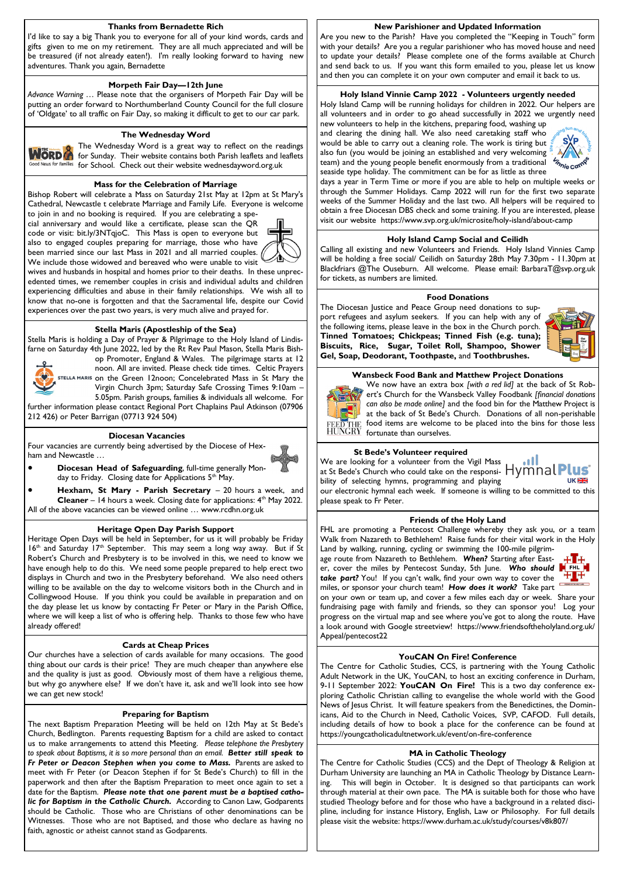## Thanks from Bernadette Rich

I'd like to say a big Thank you to everyone for all of your kind words, cards and gifts given to me on my retirement. They are all much appreciated and will be treasured (if not already eaten!). I'm really looking forward to having new adventures. Thank you again, Bernadette

## Morpeth Fair Day—12th June

*Advance Warning* … Please note that the organisers of Morpeth Fair Day will be putting an order forward to Northumberland County Council for the full closure of 'Oldgate' to all traffic on Fair Day, so making it difficult to get to our car park.

## The Wednesday Word

The Wednesday Word is a great way to reflect on the readings for Sunday. Their website contains both Parish leaflets and leaflets for School. Check out their website wednesdayword.org.uk

## Mass for the Celebration of Marriage

Bishop Robert will celebrate a Mass on Saturday 21st May at 12pm at St Mary's Cathedral, Newcastle t celebrate Marriage and Family Life. Everyone is welcome to join in and no booking is required. If you are celebrating a special anniversary and would like a certificate, please scan the QR code or visit: bit.ly/3NTqjoC. This Mass is open to everyone but also to engaged couples preparing for marriage, those who have been married since our last Mass in 2021 and all married couples. We include those widowed and bereaved who were unable to visit wives and husbands in hospital and homes prior to their deaths. In these unprecedented times, we remember couples in crisis and individual adults and children experiencing difficulties and abuse in their family relationships. We wish all to know that no-one is forgotten and that the Sacramental life, despite our Covid experiences over the past two years, is very much alive and prayed for.

## Stella Maris (Apostleship of the Sea)

Stella Maris is holding a Day of Prayer & Pilgrimage to the Holy Island of Lindisfarne on Saturday 4th June 2022, led by the Rt Rev Paul Mason, Stella Maris Bishop Promoter, England & Wales. The pilgrimage starts at 12 noon. All are invited. Please check tide times. Celtic Prayers on the Green 12noon; Concelebrated Mass in St Mary the Virgin Church 3pm; Saturday Safe Crossing Times 9:10am – 5.05pm. Parish groups, families & individuals all welcome. For further information please contact Regional Port Chaplains Paul Atkinson (07906 212 426) or Peter Barrigan (07713 924 504)

## Diocesan Vacancies

Four vacancies are currently being advertised by the Diocese of Hexham and Newcastle …

- **Diocesan Head of Safeguarding**, full-time generally Monday to Friday. Closing date for Applications 5th May.
- **Hexham, St Mary - Parish Secretary** – 20 hours a week, and **Cleaner** – 14 hours a week. Closing date for applications: 4th May 2022.

All of the above vacancies can be viewed online … www.rcdhn.org.uk

## Heritage Open Day Parish Support

Heritage Open Days will be held in September, for us it will probably be Friday 16th and Saturday 17th September. This may seem a long way away. But if St Robert's Church and Presbytery is to be involved in this, we need to know we have enough help to do this. We need some people prepared to help erect two displays in Church and two in the Presbytery beforehand. We also need others willing to be available on the day to welcome visitors both in the Church and in Collingwood House. If you think you could be available in preparation and on the day please let us know by contacting Fr Peter or Mary in the Parish Office, where we will keep a list of who is offering help. Thanks to those who have already offered!

## Cards at Cheap Prices

Our churches have a selection of cards available for many occasions. The good thing about our cards is their price! They are much cheaper than anywhere else and the quality is just as good. Obviously most of them have a religious theme, but why go anywhere else? If we don't have it, ask and we'll look into see how we can get new stock!

## Preparing for Baptism

The next Baptism Preparation Meeting will be held on 12th May at St Bede's Church, Bedlington. Parents requesting Baptism for a child are asked to contact us to make arrangements to attend this Meeting. *Please telephone the Presbytery to speak about Baptisms, it is so more personal than an email.* ***Better still speak to Fr Peter or Deacon Stephen when you come to Mass.*** Parents are asked to meet with Fr Peter (or Deacon Stephen if for St Bede's Church) to fill in the paperwork and then after the Baptism Preparation to meet once again to set a date for the Baptism. ***Please note that one parent must be a baptised catholic for Baptism in the Catholic Church.*** According to Canon Law, Godparents should be Catholic. Those who are Christians of other denominations can be Witnesses. Those who are not Baptised, and those who declare as having no faith, agnostic or atheist cannot stand as Godparents.

## New Parishioner and Updated Information

Are you new to the Parish? Have you completed the "Keeping in Touch" form with your details? Are you a regular parishioner who has moved house and need to update your details? Please complete one of the forms available at Church and send back to us. If you want this form emailed to you, please let us know and then you can complete it on your own computer and email it back to us.

## Holy Island Vinnie Camp 2022 - Volunteers urgently needed

Holy Island Camp will be running holidays for children in 2022. Our helpers are all volunteers and in order to go ahead successfully in 2022 we urgently need new volunteers to help in the kitchens, preparing food, washing up and clearing the dining hall. We also need caretaking staff who would be able to carry out a cleaning role. The work is tiring but also fun (you would be joining an established and very welcoming team) and the young people benefit enormously from a traditional seaside type holiday. The commitment can be for as little as three days a year in Term Time or more if you are able to help on multiple weeks or through the Summer Holidays. Camp 2022 will run for the first two separate weeks of the Summer Holiday and the last two. All helpers will be required to obtain a free Diocesan DBS check and some training. If you are interested, please visit our website https://www.svp.org.uk/microsite/holy-island/about-camp

## Holy Island Camp Social and Ceilidh

Calling all existing and new Volunteers and Friends. Holy Island Vinnies Camp will be holding a free social/ Ceilidh on Saturday 28th May 7.30pm - 11.30pm at Blackfriars @The Ouseburn. All welcome. Please email: BarbaraT@svp.org.uk for tickets, as numbers are limited.

## Food Donations

The Diocesan Justice and Peace Group need donations to support refugees and asylum seekers. If you can help with any of the following items, please leave in the box in the Church porch. **Tinned Tomatoes; Chickpeas; Tinned Fish (e.g. tuna); Biscuits, Rice, Sugar, Toilet Roll, Shampoo, Shower Gel, Soap, Deodorant, Toothpaste,** and **Toothbrushes.**

## Wansbeck Food Bank and Matthew Project Donations

We now have an extra box *[with a red lid]* at the back of St Robert's Church for the Wansbeck Valley Foodbank *[financial donations can also be made online]* and the food bin for the Matthew Project is at the back of St Bede's Church. Donations of all non-perishable food items are welcome to be placed into the bins for those less fortunate than ourselves.

## St Bede's Volunteer required

We are looking for a volunteer from the Vigil Mass at St Bede's Church who could take on the responsibility of selecting hymns, programming and playing our electronic hymnal each week. If someone is willing to be committed to this please speak to Fr Peter.

## Friends of the Holy Land

FHL are promoting a Pentecost Challenge whereby they ask you, or a team Walk from Nazareth to Bethlehem! Raise funds for their vital work in the Holy Land by walking, running, cycling or swimming the 100-mile pilgrimage route from Nazareth to Bethlehem. ***When?*** Starting after Easter, cover the miles by Pentecost Sunday, 5th June. ***Who should take part?*** You! If you can't walk, find your own way to cover the miles, or sponsor your church team! ***How does it work?*** Take part on your own or team up, and cover a few miles each day or week. Share your fundraising page with family and friends, so they can sponsor you! Log your progress on the virtual map and see where you've got to along the route. Have a look around with Google streetview! https://www.friendsoftheholyland.org.uk/Appeal/pentecost22

## YouCAN On Fire! Conference

The Centre for Catholic Studies, CCS, is partnering with the Young Catholic Adult Network in the UK, YouCAN, to host an exciting conference in Durham, 9-11 September 2022: **YouCAN On Fire!** This is a two day conference exploring Catholic Christian calling to evangelise the whole world with the Good News of Jesus Christ. It will feature speakers from the Benedictines, the Dominicans, Aid to the Church in Need, Catholic Voices, SVP, CAFOD. Full details, including details of how to book a place for the conference can be found at https://youngcatholicadultnetwork.uk/event/on-fire-conference

## MA in Catholic Theology

The Centre for Catholic Studies (CCS) and the Dept of Theology & Religion at Durham University are launching an MA in Catholic Theology by Distance Learning. This will begin in October. It is designed so that participants can work through material at their own pace. The MA is suitable both for those who have studied Theology before and for those who have a background in a related discipline, including for instance History, English, Law or Philosophy. For full details please visit the website: https://www.durham.ac.uk/study/courses/v8k807/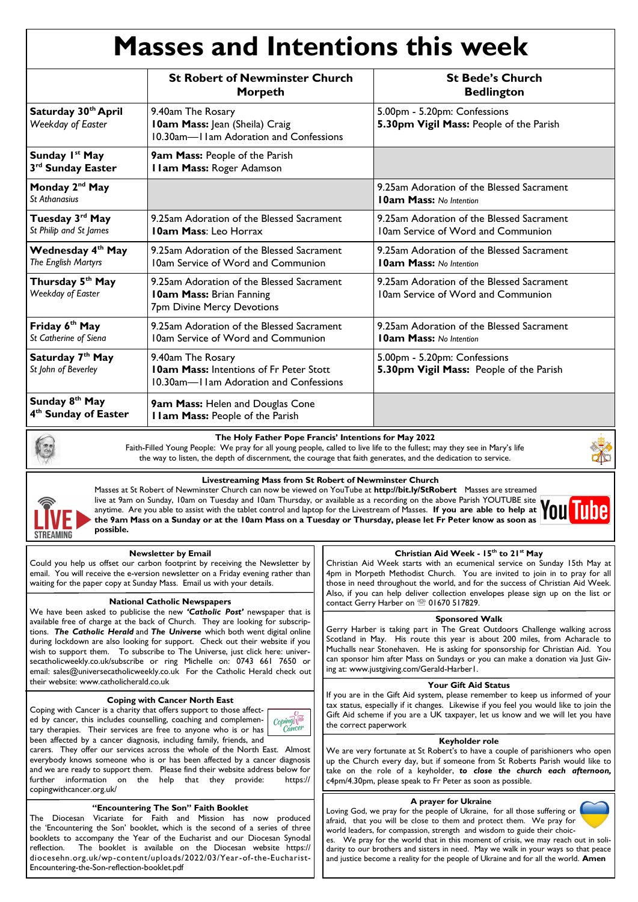# Masses and Intentions this week

| | St Robert of Newminster Church Morpeth | St Bede's Church Bedlington |
|---|---|---|
| **Saturday 30th April** *Weekday of Easter* | 9.40am The Rosary<br>**10am Mass:** Jean (Sheila) Craig<br>10.30am—11am Adoration and Confessions | 5.00pm - 5.20pm: Confessions<br>**5.30pm Vigil Mass:** People of the Parish |
| **Sunday 1st May** **3rd Sunday Easter** | **9am Mass:** People of the Parish<br>**11am Mass:** Roger Adamson | |
| **Monday 2nd May** *St Athanasius* | | 9.25am Adoration of the Blessed Sacrament<br>**10am Mass:** *No Intention* |
| **Tuesday 3rd May** *St Philip and St James* | 9.25am Adoration of the Blessed Sacrament<br>**10am Mass**: Leo Horrax | 9.25am Adoration of the Blessed Sacrament<br>10am Service of Word and Communion |
| **Wednesday 4th May** *The English Martyrs* | 9.25am Adoration of the Blessed Sacrament<br>10am Service of Word and Communion | 9.25am Adoration of the Blessed Sacrament<br>**10am Mass:** *No Intention* |
| **Thursday 5th May** *Weekday of Easter* | 9.25am Adoration of the Blessed Sacrament<br>**10am Mass:** Brian Fanning<br>7pm Divine Mercy Devotions | 9.25am Adoration of the Blessed Sacrament<br>10am Service of Word and Communion |
| **Friday 6th May** *St Catherine of Siena* | 9.25am Adoration of the Blessed Sacrament<br>10am Service of Word and Communion | 9.25am Adoration of the Blessed Sacrament<br>**10am Mass:** *No Intention* |
| **Saturday 7th May** *St John of Beverley* | 9.40am The Rosary<br>**10am Mass:** Intentions of Fr Peter Stott<br>10.30am—11am Adoration and Confessions | 5.00pm - 5.20pm: Confessions<br>**5.30pm Vigil Mass:** People of the Parish |
| **Sunday 8th May** **4th Sunday of Easter** | **9am Mass:** Helen and Douglas Cone<br>**11am Mass:** People of the Parish | |

**The Holy Father Pope Francis' Intentions for May 2022**

Faith-Filled Young People: We pray for all young people, called to live life to the fullest; may they see in Mary's life the way to listen, the depth of discernment, the courage that faith generates, and the dedication to service.

**Livestreaming Mass from St Robert of Newminster Church**

Masses at St Robert of Newminster Church can now be viewed on YouTube at **http://bit.ly/StRobert** Masses are streamed live at 9am on Sunday, 10am on Tuesday and 10am Thursday, or available as a recording on the above Parish YOUTUBE site anytime. Are you able to assist with the tablet control and laptop for the Livestream of Masses. **If you are able to help at the 9am Mass on a Sunday or at the 10am Mass on a Tuesday or Thursday, please let Fr Peter know as soon as possible.**

### Newsletter by Email

Could you help us offset our carbon footprint by receiving the Newsletter by email. You will receive the e-version newsletter on a Friday evening rather than waiting for the paper copy at Sunday Mass. Email us with your details.

### National Catholic Newspapers

We have been asked to publicise the new ***'Catholic Post'*** newspaper that is available free of charge at the back of Church. They are looking for subscriptions. ***The Catholic Herald*** and ***The Universe*** which both went digital online during lockdown are also looking for support. Check out their website if you wish to support them. To subscribe to The Universe, just click here: universecatholicweekly.co.uk/subscribe or ring Michelle on: 0743 661 7650 or email: sales@universecatholicweekly.co.uk For the Catholic Herald check out their website: www.catholicherald.co.uk

### Coping with Cancer North East

Coping with Cancer is a charity that offers support to those affected by cancer, this includes counselling, coaching and complementary therapies. Their services are free to anyone who is or has been affected by a cancer diagnosis, including family, friends, and carers. They offer our services across the whole of the North East. Almost everybody knows someone who is or has been affected by a cancer diagnosis and we are ready to support them. Please find their website address below for further information on the help that they provide: https://copingwithcancer.org.uk/

### "Encountering The Son" Faith Booklet

The Diocesan Vicariate for Faith and Mission has now produced the 'Encountering the Son' booklet, which is the second of a series of three booklets to accompany the Year of the Eucharist and our Diocesan Synodal reflection. The booklet is available on the Diocesan website https://diocesehn.org.uk/wp-content/uploads/2022/03/Year-of-the-Eucharist-Encountering-the-Son-reflection-booklet.pdf

### Christian Aid Week - 15th to 21st May

Christian Aid Week starts with an ecumenical service on Sunday 15th May at 4pm in Morpeth Methodist Church. You are invited to join in to pray for all those in need throughout the world, and for the success of Christian Aid Week. Also, if you can help deliver collection envelopes please sign up on the list or contact Gerry Harber on ☏ 01670 517829.

### Sponsored Walk

Gerry Harber is taking part in The Great Outdoors Challenge walking across Scotland in May. His route this year is about 200 miles, from Acharacle to Muchalls near Stonehaven. He is asking for sponsorship for Christian Aid. You can sponsor him after Mass on Sundays or you can make a donation via Just Giving at: www.justgiving.com/Gerald-Harber1.

### Your Gift Aid Status

If you are in the Gift Aid system, please remember to keep us informed of your tax status, especially if it changes. Likewise if you feel you would like to join the Gift Aid scheme if you are a UK taxpayer, let us know and we will let you have the correct paperwork

### Keyholder role

We are very fortunate at St Robert's to have a couple of parishioners who open up the Church every day, but if someone from St Roberts Parish would like to take on the role of a keyholder, ***to close the church each afternoon,*** c4pm/4.30pm, please speak to Fr Peter as soon as possible.

### A prayer for Ukraine

Loving God, we pray for the people of Ukraine, for all those suffering or afraid, that you will be close to them and protect them. We pray for world leaders, for compassion, strength and wisdom to guide their choices. We pray for the world that in this moment of crisis, we may reach out in solidarity to our brothers and sisters in need. May we walk in your ways so that peace and justice become a reality for the people of Ukraine and for all the world. **Amen**